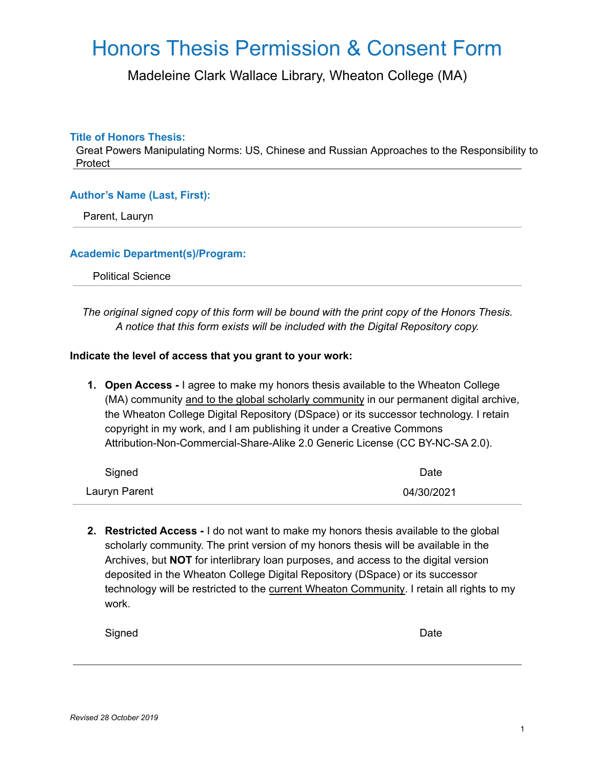# Honors Thesis Permission & Consent Form

Madeleine Clark Wallace Library, Wheaton College (MA)

**Title of Honors Thesis:**

Great Powers Manipulating Norms: US, Chinese and Russian Approaches to the Responsibility to Protect

**Author's Name (Last, First):**

Parent, Lauryn

**Academic Department(s)/Program:**

Political Science

*The original signed copy of this form will be bound with the print copy of the Honors Thesis. A notice that this form exists will be included with the Digital Repository copy.*

**Indicate the level of access that you grant to your work:**

1. **Open Access -** I agree to make my honors thesis available to the Wheaton College (MA) community and to the global scholarly community in our permanent digital archive, the Wheaton College Digital Repository (DSpace) or its successor technology. I retain copyright in my work, and I am publishing it under a Creative Commons Attribution-Non-Commercial-Share-Alike 2.0 Generic License (CC BY-NC-SA 2.0).

| Signed | Date |
| --- | --- |
| Lauryn Parent | 04/30/2021 |

2. **Restricted Access -** I do not want to make my honors thesis available to the global scholarly community. The print version of my honors thesis will be available in the Archives, but **NOT** for interlibrary loan purposes, and access to the digital version deposited in the Wheaton College Digital Repository (DSpace) or its successor technology will be restricted to the current Wheaton Community. I retain all rights to my work.

| Signed | Date |
| --- | --- |
| | |

*Revised 28 October 2019*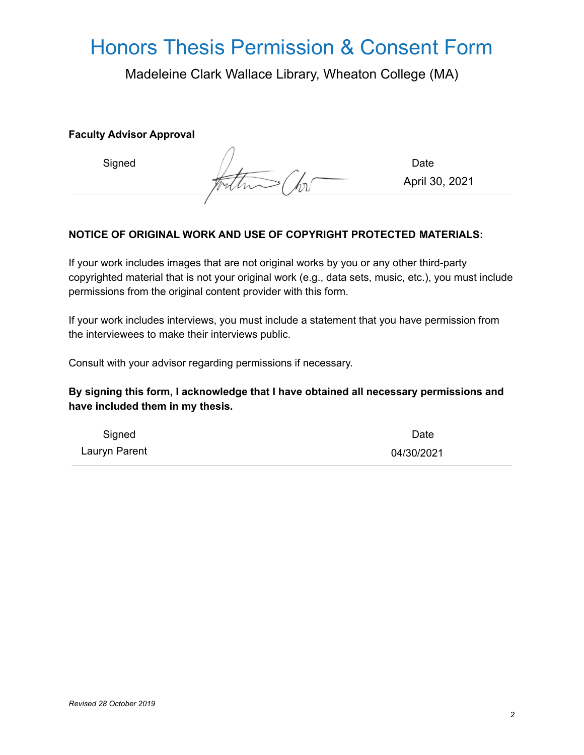# Honors Thesis Permission & Consent Form

Madeleine Clark Wallace Library, Wheaton College (MA)

**Faculty Advisor Approval**

Signed

Date

April 30, 2021

**NOTICE OF ORIGINAL WORK AND USE OF COPYRIGHT PROTECTED MATERIALS:**

If your work includes images that are not original works by you or any other third-party copyrighted material that is not your original work (e.g., data sets, music, etc.), you must include permissions from the original content provider with this form.

If your work includes interviews, you must include a statement that you have permission from the interviewees to make their interviews public.

Consult with your advisor regarding permissions if necessary.

**By signing this form, I acknowledge that I have obtained all necessary permissions and have included them in my thesis.**

Signed

Lauryn Parent

Date

04/30/2021

*Revised 28 October 2019*